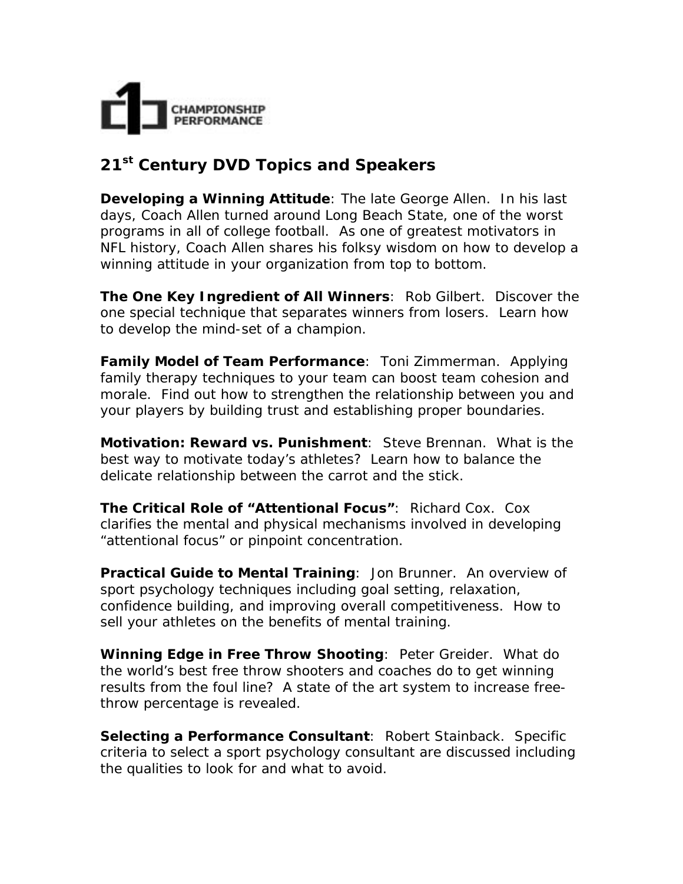CHAMPIONSHIP PERFORMANCE

## 21st Century DVD Topics and Speakers

**Developing a Winning Attitude**: The late George Allen. In his last days, Coach Allen turned around Long Beach State, one of the worst programs in all of college football. As one of greatest motivators in NFL history, Coach Allen shares his folksy wisdom on how to develop a winning attitude in your organization from top to bottom.

**The One Key Ingredient of All Winners**: Rob Gilbert. Discover the one special technique that separates winners from losers. Learn how to develop the mind-set of a champion.

**Family Model of Team Performance**: Toni Zimmerman. Applying family therapy techniques to your team can boost team cohesion and morale. Find out how to strengthen the relationship between you and your players by building trust and establishing proper boundaries.

**Motivation: Reward vs. Punishment**: Steve Brennan. What is the best way to motivate today's athletes? Learn how to balance the delicate relationship between the carrot and the stick.

**The Critical Role of "Attentional Focus"**: Richard Cox. Cox clarifies the mental and physical mechanisms involved in developing "attentional focus" or pinpoint concentration.

**Practical Guide to Mental Training**: Jon Brunner. An overview of sport psychology techniques including goal setting, relaxation, confidence building, and improving overall competitiveness. How to sell your athletes on the benefits of mental training.

**Winning Edge in Free Throw Shooting**: Peter Greider. What do the world's best free throw shooters and coaches do to get winning results from the foul line? A state of the art system to increase free-throw percentage is revealed.

**Selecting a Performance Consultant**: Robert Stainback. Specific criteria to select a sport psychology consultant are discussed including the qualities to look for and what to avoid.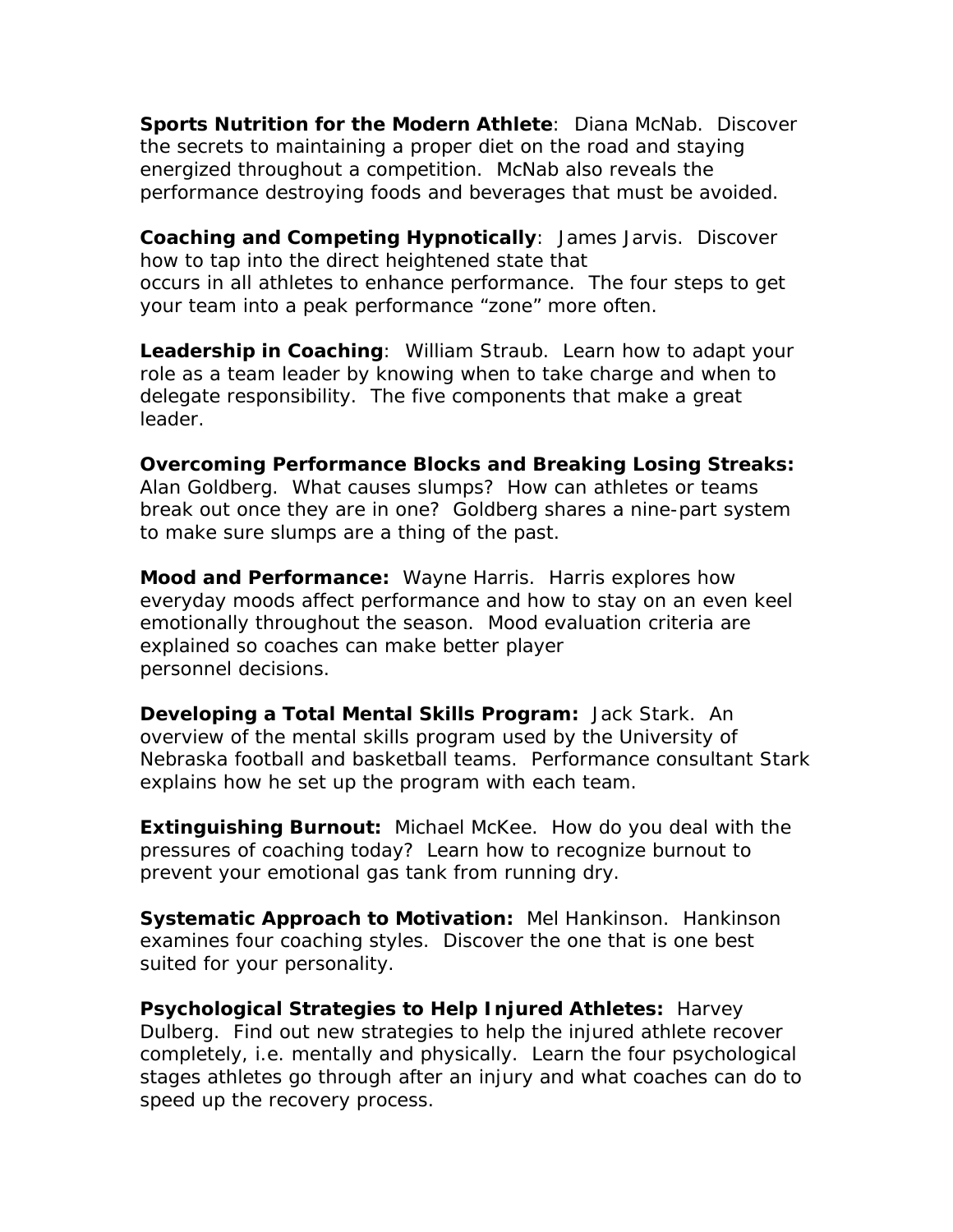**Sports Nutrition for the Modern Athlete**: Diana McNab. Discover the secrets to maintaining a proper diet on the road and staying energized throughout a competition. McNab also reveals the performance destroying foods and beverages that must be avoided.

**Coaching and Competing Hypnotically**: James Jarvis. Discover how to tap into the direct heightened state that occurs in all athletes to enhance performance. The four steps to get your team into a peak performance "zone" more often.

**Leadership in Coaching**: William Straub. Learn how to adapt your role as a team leader by knowing when to take charge and when to delegate responsibility. The five components that make a great leader.

**Overcoming Performance Blocks and Breaking Losing Streaks:** Alan Goldberg. What causes slumps? How can athletes or teams break out once they are in one? Goldberg shares a nine-part system to make sure slumps are a thing of the past.

**Mood and Performance:** Wayne Harris. Harris explores how everyday moods affect performance and how to stay on an even keel emotionally throughout the season. Mood evaluation criteria are explained so coaches can make better player personnel decisions.

**Developing a Total Mental Skills Program:** Jack Stark. An overview of the mental skills program used by the University of Nebraska football and basketball teams. Performance consultant Stark explains how he set up the program with each team.

**Extinguishing Burnout:** Michael McKee. How do you deal with the pressures of coaching today? Learn how to recognize burnout to prevent your emotional gas tank from running dry.

**Systematic Approach to Motivation:** Mel Hankinson. Hankinson examines four coaching styles. Discover the one that is one best suited for your personality.

**Psychological Strategies to Help Injured Athletes:** Harvey Dulberg. Find out new strategies to help the injured athlete recover completely, i.e. mentally and physically. Learn the four psychological stages athletes go through after an injury and what coaches can do to speed up the recovery process.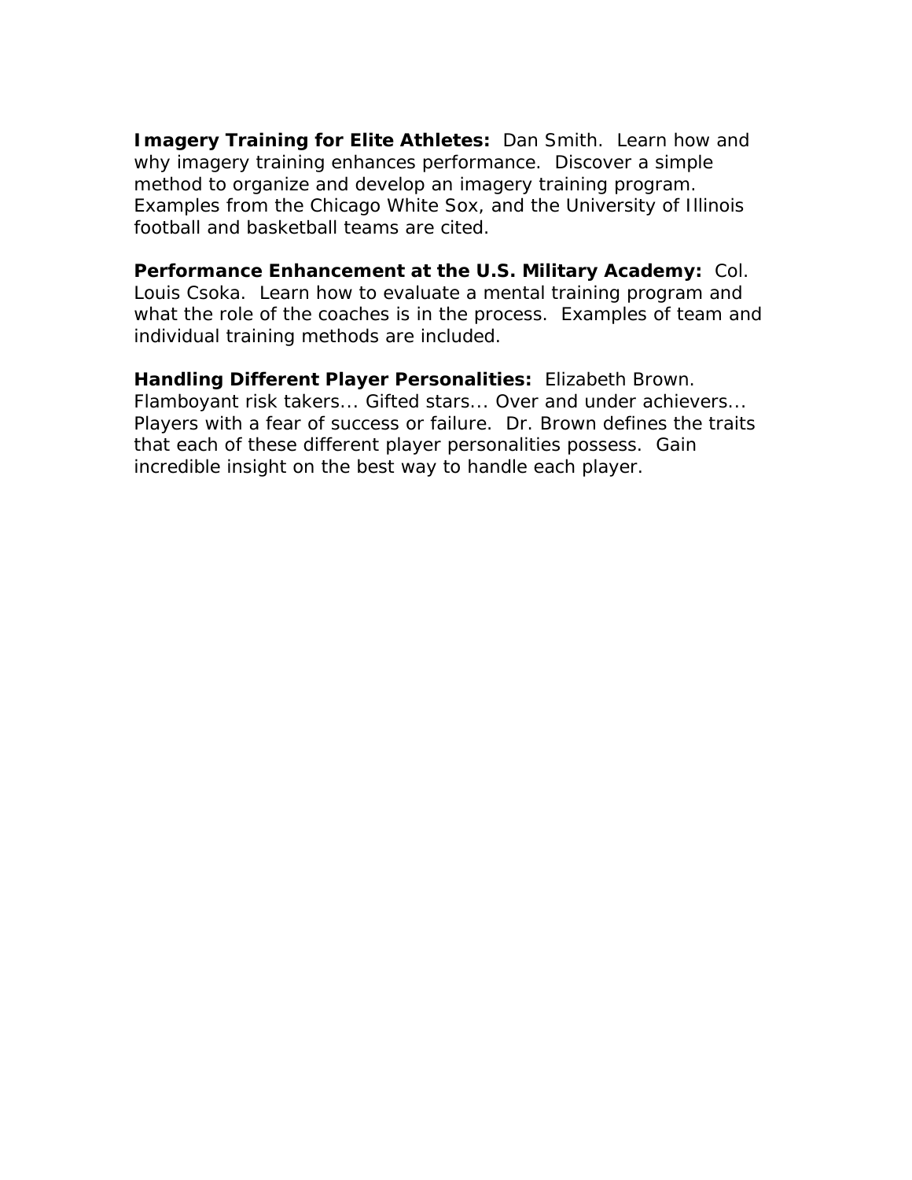**Imagery Training for Elite Athletes:** Dan Smith. Learn how and why imagery training enhances performance. Discover a simple method to organize and develop an imagery training program. Examples from the Chicago White Sox, and the University of Illinois football and basketball teams are cited.

**Performance Enhancement at the U.S. Military Academy:** Col. Louis Csoka. Learn how to evaluate a mental training program and what the role of the coaches is in the process. Examples of team and individual training methods are included.

**Handling Different Player Personalities:** Elizabeth Brown. Flamboyant risk takers... Gifted stars... Over and under achievers... Players with a fear of success or failure. Dr. Brown defines the traits that each of these different player personalities possess. Gain incredible insight on the best way to handle each player.